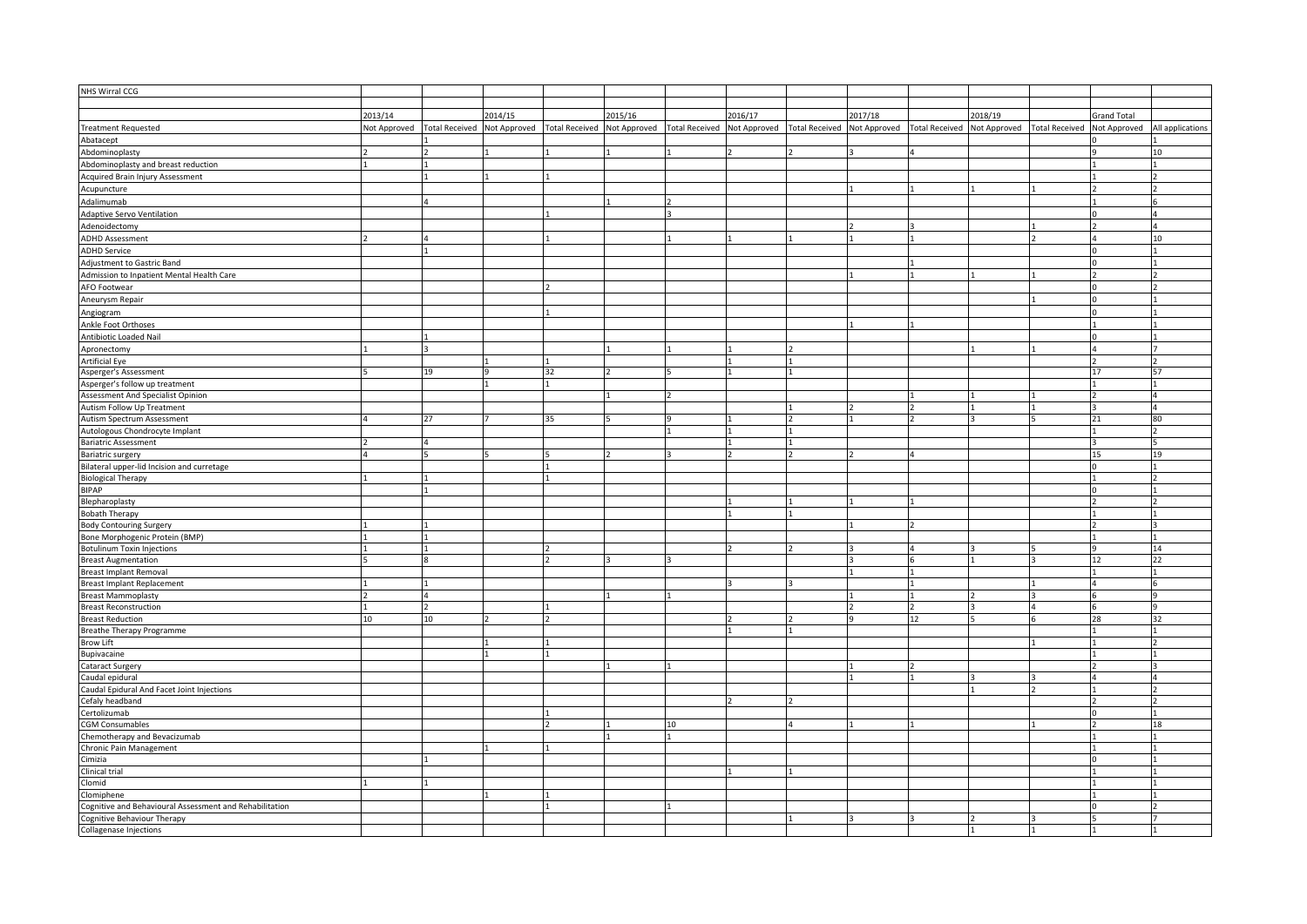NHS Wirral CCG

| Treatment Requested | 2013/14 | | 2014/15 | | 2015/16 | | 2016/17 | | 2017/18 | | 2018/19 | | Grand Total | |
|---|---|---|---|---|---|---|---|---|---|---|---|---|---|---|
| | Not Approved | Total Received | Not Approved | Total Received | Not Approved | Total Received | Not Approved | Total Received | Not Approved | Total Received | Not Approved | Total Received | Not Approved | All applications |
| Abatacept | | 1 | | | | | | | | | | | 0 | 1 |
| Abdominoplasty | 2 | 2 | 1 | 1 | 1 | 1 | 2 | 2 | 3 | 4 | | | 9 | 10 |
| Abdominoplasty and breast reduction | 1 | 1 | | | | | | | | | | | 1 | 1 |
| Acquired Brain Injury Assessment | | 1 | 1 | 1 | | | | | | | | | 1 | 2 |
| Acupuncture | | | | | | | | | 1 | 1 | 1 | 1 | 2 | 2 |
| Adalimumab | | 4 | | | 1 | 2 | | | | | | | 1 | 6 |
| Adaptive Servo Ventilation | | | | 1 | | 3 | | | | | | | 0 | 4 |
| Adenoidectomy | | | | | | | | | 2 | 3 | | 1 | 2 | 4 |
| ADHD Assessment | 2 | 4 | | 1 | | 1 | 1 | 1 | 1 | 1 | | 2 | 4 | 10 |
| ADHD Service | | 1 | | | | | | | | | | | 0 | 1 |
| Adjustment to Gastric Band | | | | | | | | | | 1 | | | 0 | 1 |
| Admission to Inpatient Mental Health Care | | | | | | | | | 1 | 1 | 1 | 1 | 2 | 2 |
| AFO Footwear | | | | 2 | | | | | | | | | 0 | 2 |
| Aneurysm Repair | | | | | | | | | | | | 1 | 0 | 1 |
| Angiogram | | | | 1 | | | | | | | | | 0 | 1 |
| Ankle Foot Orthoses | | | | | | | | | 1 | 1 | | | 1 | 1 |
| Antibiotic Loaded Nail | | 1 | | | | | | | | | | | 0 | 1 |
| Apronectomy | 1 | 3 | | | 1 | 1 | 1 | 2 | | | 1 | 1 | 4 | 7 |
| Artificial Eye | | | 1 | 1 | | | 1 | 1 | | | | | 2 | 2 |
| Asperger's Assessment | 5 | 19 | 9 | 32 | 2 | 5 | 1 | 1 | | | | | 17 | 57 |
| Asperger's follow up treatment | | | 1 | 1 | | | | | | | | | 1 | 1 |
| Assessment And Specialist Opinion | | | | | 1 | 2 | | | | 1 | 1 | 1 | 2 | 4 |
| Autism Follow Up Treatment | | | | | | | | 1 | 2 | 2 | 1 | 1 | 3 | 4 |
| Autism Spectrum Assessment | 4 | 27 | 7 | 35 | 5 | 9 | 1 | 2 | 1 | 2 | 3 | 5 | 21 | 80 |
| Autologous Chondrocyte Implant | | | | | | 1 | 1 | 1 | | | | | 1 | 2 |
| Bariatric Assessment | 2 | 4 | | | | | 1 | 1 | | | | | 3 | 5 |
| Bariatric surgery | 4 | 5 | 5 | 5 | 2 | 3 | 2 | 2 | 2 | 4 | | | 15 | 19 |
| Bilateral upper-lid Incision and curretage | | | | 1 | | | | | | | | | 0 | 1 |
| Biological Therapy | 1 | 1 | | 1 | | | | | | | | | 1 | 2 |
| BIPAP | | 1 | | | | | | | | | | | 0 | 1 |
| Blepharoplasty | | | | | | | 1 | 1 | 1 | 1 | | | 2 | 2 |
| Bobath Therapy | | | | | | | 1 | 1 | | | | | 1 | 1 |
| Body Contouring Surgery | 1 | 1 | | | | | | | 1 | 2 | | | 2 | 3 |
| Bone Morphogenic Protein (BMP) | 1 | 1 | | | | | | | | | | | 1 | 1 |
| Botulinum Toxin Injections | 1 | 1 | | 2 | | | 2 | 2 | 3 | 4 | 3 | 5 | 9 | 14 |
| Breast Augmentation | 5 | 8 | | 2 | 3 | 3 | | | 3 | 6 | 1 | 3 | 12 | 22 |
| Breast Implant Removal | | | | | | | | | 1 | 1 | | | 1 | 1 |
| Breast Implant Replacement | 1 | 1 | | | | | 3 | 3 | | 1 | | 1 | 4 | 6 |
| Breast Mammoplasty | 2 | 4 | | | 1 | 1 | | | 1 | 1 | 2 | 3 | 6 | 9 |
| Breast Reconstruction | 1 | 2 | | 1 | | | | | 2 | 2 | 3 | 4 | 6 | 9 |
| Breast Reduction | 10 | 10 | 2 | 2 | | | 2 | 2 | 9 | 12 | 5 | 6 | 28 | 32 |
| Breathe Therapy Programme | | | | | | | 1 | 1 | | | | | 1 | 1 |
| Brow Lift | | | 1 | 1 | | | | | | | | 1 | 1 | 2 |
| Bupivacaine | | | 1 | 1 | | | | | | | | | 1 | 1 |
| Cataract Surgery | | | | | 1 | 1 | | | 1 | 2 | | | 2 | 3 |
| Caudal epidural | | | | | | | | | 1 | 1 | 3 | 3 | 4 | 4 |
| Caudal Epidural And Facet Joint Injections | | | | | | | | | | | 1 | 2 | 1 | 2 |
| Cefaly headband | | | | | | | 2 | 2 | | | | | 2 | 2 |
| Certolizumab | | | | 1 | | | | | | | | | 0 | 1 |
| CGM Consumables | | | | 2 | 1 | 10 | | 4 | 1 | 1 | | 1 | 2 | 18 |
| Chemotherapy and Bevacizumab | | | | | 1 | 1 | | | | | | | 1 | 1 |
| Chronic Pain Management | | | 1 | 1 | | | | | | | | | 1 | 1 |
| Cimizia | | 1 | | | | | | | | | | | 0 | 1 |
| Clinical trial | | | | | | | 1 | 1 | | | | | 1 | 1 |
| Clomid | 1 | 1 | | | | | | | | | | | 1 | 1 |
| Clomiphene | | | 1 | 1 | | | | | | | | | 1 | 1 |
| Cognitive and Behavioural Assessment and Rehabilitation | | | | 1 | | 1 | | | | | | | 0 | 2 |
| Cognitive Behaviour Therapy | | | | | | | | 1 | 3 | 3 | 2 | 3 | 5 | 7 |
| Collagenase Injections | | | | | | | | | | | 1 | 1 | 1 | 1 |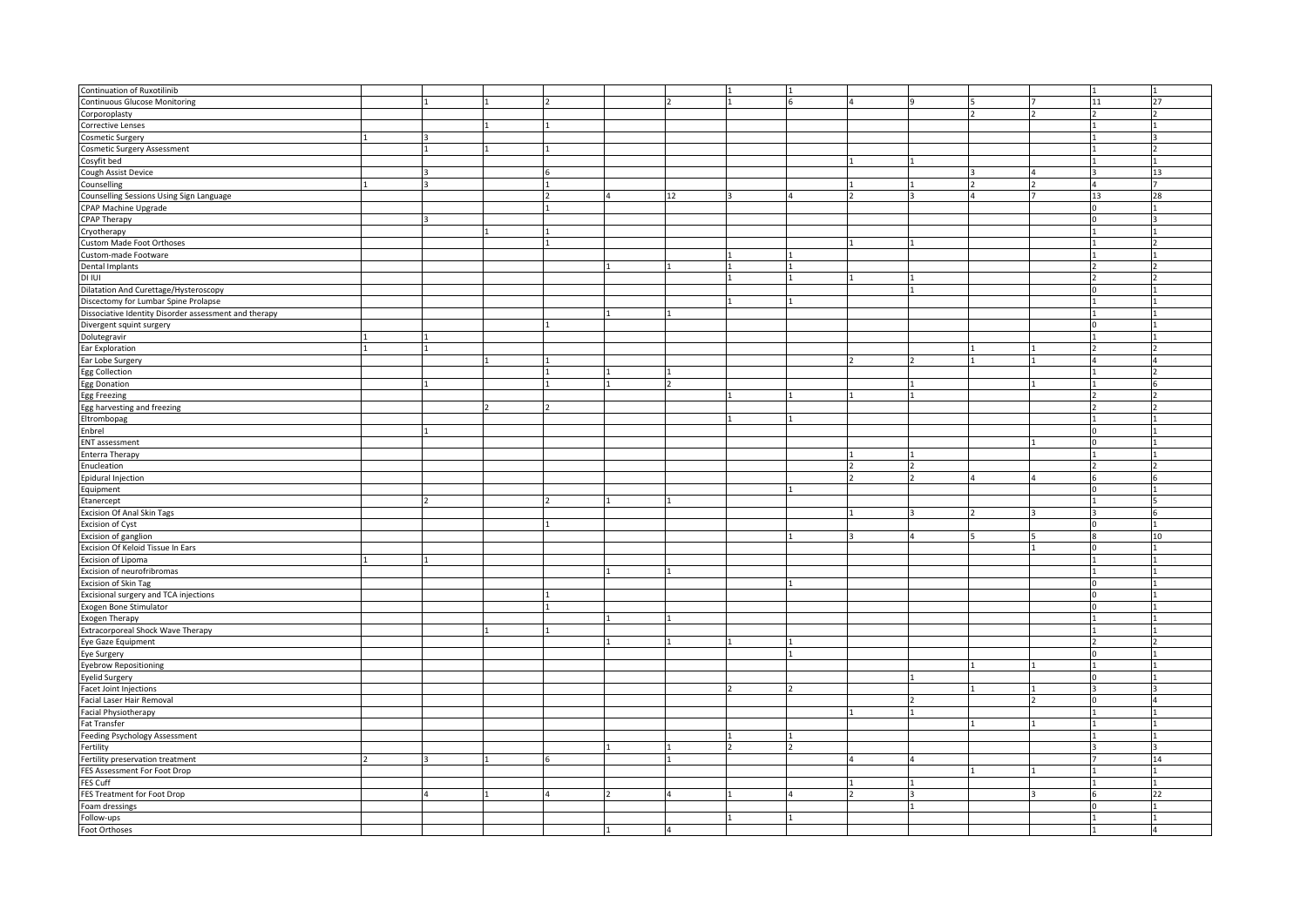| | | | | | | | | | | | | | | |
|---|---|---|---|---|---|---|---|---|---|---|---|---|---|---|
| Continuation of Ruxotilinib | | | | | | | 1 | 1 | | | | | 1 | 1 |
| Continuous Glucose Monitoring | | 1 | 1 | 2 | | 2 | 1 | 6 | 4 | 9 | 5 | 7 | 11 | 27 |
| Corporoplasty | | | | | | | | | | | 2 | 2 | 2 | 2 |
| Corrective Lenses | | | 1 | 1 | | | | | | | | | 1 | 1 |
| Cosmetic Surgery | 1 | 3 | | | | | | | | | | | 1 | 3 |
| Cosmetic Surgery Assessment | | 1 | 1 | 1 | | | | | | | | | 1 | 2 |
| Cosyfit bed | | | | | | | | | 1 | 1 | | | 1 | 1 |
| Cough Assist Device | | 3 | | 6 | | | | | | | 3 | 4 | 3 | 13 |
| Counselling | 1 | 3 | | 1 | | | | | 1 | 1 | 2 | 2 | 4 | 7 |
| Counselling Sessions Using Sign Language | | | | 2 | 4 | 12 | 3 | 4 | 2 | 3 | 4 | 7 | 13 | 28 |
| CPAP Machine Upgrade | | | | 1 | | | | | | | | | 0 | 1 |
| CPAP Therapy | | 3 | | | | | | | | | | | 0 | 3 |
| Cryotherapy | | | 1 | 1 | | | | | | | | | 1 | 1 |
| Custom Made Foot Orthoses | | | | 1 | | | | | 1 | 1 | | | 1 | 2 |
| Custom-made Footwear | | | | | | | 1 | 1 | | | | | 1 | 1 |
| Dental Implants | | | | | 1 | 1 | 1 | 1 | | | | | 2 | 2 |
| DI IUI | | | | | | | 1 | 1 | 1 | 1 | | | 2 | 2 |
| Dilatation And Curettage/Hysteroscopy | | | | | | | | | | 1 | | | 0 | 1 |
| Discectomy for Lumbar Spine Prolapse | | | | | | | 1 | 1 | | | | | 1 | 1 |
| Dissociative Identity Disorder assessment and therapy | | | | | 1 | 1 | | | | | | | 1 | 1 |
| Divergent squint surgery | | | | 1 | | | | | | | | | 0 | 1 |
| Dolutegravir | 1 | 1 | | | | | | | | | | | 1 | 1 |
| Ear Exploration | 1 | 1 | | | | | | | | | 1 | 1 | 2 | 2 |
| Ear Lobe Surgery | | | 1 | 1 | | | | | 2 | 2 | 1 | 1 | 4 | 4 |
| Egg Collection | | | | 1 | 1 | 1 | | | | | | | 1 | 2 |
| Egg Donation | | 1 | | 1 | 1 | 2 | | | | 1 | | 1 | 1 | 6 |
| Egg Freezing | | | | | | | 1 | 1 | 1 | 1 | | | 2 | 2 |
| Egg harvesting and freezing | | | 2 | 2 | | | | | | | | | 2 | 2 |
| Eltrombopag | | | | | | | 1 | 1 | | | | | 1 | 1 |
| Enbrel | | 1 | | | | | | | | | | | 0 | 1 |
| ENT assessment | | | | | | | | | | | | 1 | 0 | 1 |
| Enterra Therapy | | | | | | | | | 1 | 1 | | | 1 | 1 |
| Enucleation | | | | | | | | | 2 | 2 | | | 2 | 2 |
| Epidural Injection | | | | | | | | | 2 | 2 | 4 | 4 | 6 | 6 |
| Equipment | | | | | | | | 1 | | | | | 0 | 1 |
| Etanercept | | 2 | | 2 | 1 | 1 | | | | | | | 1 | 5 |
| Excision Of Anal Skin Tags | | | | | | | | | 1 | 3 | 2 | 3 | 3 | 6 |
| Excision of Cyst | | | | 1 | | | | | | | | | 0 | 1 |
| Excision of ganglion | | | | | | | | 1 | 3 | 4 | 5 | 5 | 8 | 10 |
| Excision Of Keloid Tissue In Ears | | | | | | | | | | | | 1 | 0 | 1 |
| Excision of Lipoma | 1 | 1 | | | | | | | | | | | 1 | 1 |
| Excision of neurofribromas | | | | | 1 | 1 | | | | | | | 1 | 1 |
| Excision of Skin Tag | | | | | | | | 1 | | | | | 0 | 1 |
| Excisional surgery and TCA injections | | | | 1 | | | | | | | | | 0 | 1 |
| Exogen Bone Stimulator | | | | 1 | | | | | | | | | 0 | 1 |
| Exogen Therapy | | | | | 1 | 1 | | | | | | | 1 | 1 |
| Extracorporeal Shock Wave Therapy | | | 1 | 1 | | | | | | | | | 1 | 1 |
| Eye Gaze Equipment | | | | | 1 | 1 | 1 | 1 | | | | | 2 | 2 |
| Eye Surgery | | | | | | | | 1 | | | | | 0 | 1 |
| Eyebrow Repositioning | | | | | | | | | | | 1 | 1 | 1 | 1 |
| Eyelid Surgery | | | | | | | | | | 1 | | | 0 | 1 |
| Facet Joint Injections | | | | | | | 2 | 2 | | | 1 | 1 | 3 | 3 |
| Facial Laser Hair Removal | | | | | | | | | | 2 | | 2 | 0 | 4 |
| Facial Physiotherapy | | | | | | | | | 1 | 1 | | | 1 | 1 |
| Fat Transfer | | | | | | | | | | | 1 | 1 | 1 | 1 |
| Feeding Psychology Assessment | | | | | | | 1 | 1 | | | | | 1 | 1 |
| Fertility | | | | | 1 | 1 | 2 | 2 | | | | | 3 | 3 |
| Fertility preservation treatment | 2 | 3 | 1 | 6 | | 1 | | | 4 | 4 | | | 7 | 14 |
| FES Assessment For Foot Drop | | | | | | | | | | | 1 | 1 | 1 | 1 |
| FES Cuff | | | | | | | | | 1 | 1 | | | 1 | 1 |
| FES Treatment for Foot Drop | | 4 | 1 | 4 | 2 | 4 | 1 | 4 | 2 | 3 | | 3 | 6 | 22 |
| Foam dressings | | | | | | | | | | 1 | | | 0 | 1 |
| Follow-ups | | | | | | | 1 | 1 | | | | | 1 | 1 |
| Foot Orthoses | | | | | 1 | 4 | | | | | | | 1 | 4 |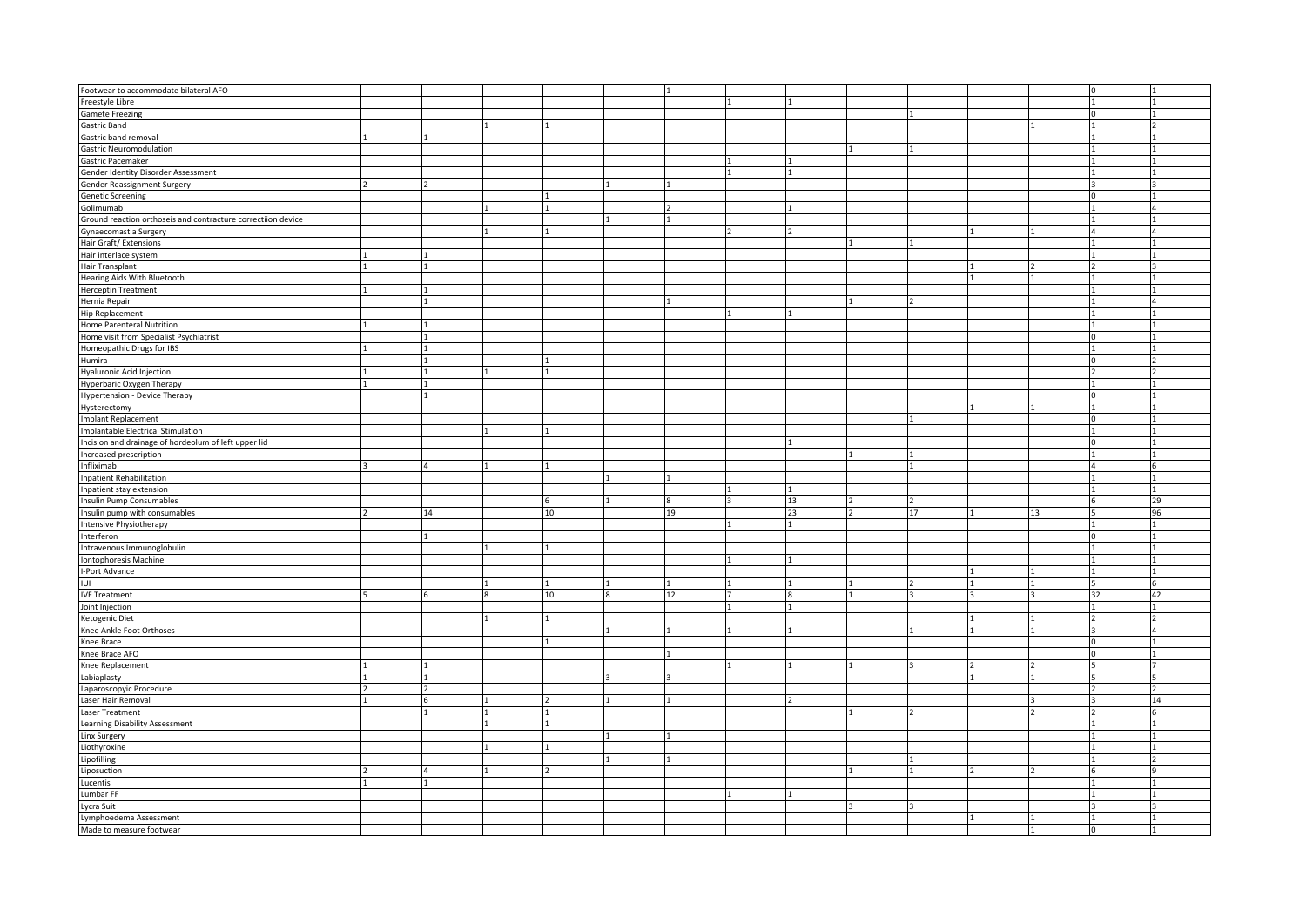| | | | | | | | | | | | | | | |
|---|---|---|---|---|---|---|---|---|---|---|---|---|---|---|
| Footwear to accommodate bilateral AFO | | | | | | 1 | | | | | | | 0 | 1 |
| Freestyle Libre | | | | | | | 1 | 1 | | | | | 1 | 1 |
| Gamete Freezing | | | | | | | | | | 1 | | | 0 | 1 |
| Gastric Band | | | 1 | 1 | | | | | | | | 1 | 1 | 2 |
| Gastric band removal | 1 | 1 | | | | | | | | | | | 1 | 1 |
| Gastric Neuromodulation | | | | | | | | | 1 | 1 | | | 1 | 1 |
| Gastric Pacemaker | | | | | | | 1 | 1 | | | | | 1 | 1 |
| Gender Identity Disorder Assessment | | | | | | | 1 | 1 | | | | | 1 | 1 |
| Gender Reassignment Surgery | 2 | 2 | | | 1 | 1 | | | | | | | 3 | 3 |
| Genetic Screening | | | | 1 | | | | | | | | | 0 | 1 |
| Golimumab | | | 1 | 1 | | 2 | | 1 | | | | | 1 | 4 |
| Ground reaction orthoseis and contracture correctiion device | | | | | 1 | 1 | | | | | | | 1 | 1 |
| Gynaecomastia Surgery | | | 1 | 1 | | | 2 | 2 | | | 1 | 1 | 4 | 4 |
| Hair Graft/ Extensions | | | | | | | | | 1 | 1 | | | 1 | 1 |
| Hair interlace system | 1 | 1 | | | | | | | | | | | 1 | 1 |
| Hair Transplant | 1 | 1 | | | | | | | | | 1 | 2 | 2 | 3 |
| Hearing Aids With Bluetooth | | | | | | | | | | | 1 | 1 | 1 | 1 |
| Herceptin Treatment | 1 | 1 | | | | | | | | | | | 1 | 1 |
| Hernia Repair | | 1 | | | | 1 | | | 1 | 2 | | | 1 | 4 |
| Hip Replacement | | | | | | | 1 | 1 | | | | | 1 | 1 |
| Home Parenteral Nutrition | 1 | 1 | | | | | | | | | | | 1 | 1 |
| Home visit from Specialist Psychiatrist | | 1 | | | | | | | | | | | 0 | 1 |
| Homeopathic Drugs for IBS | 1 | 1 | | | | | | | | | | | 1 | 1 |
| Humira | | 1 | | 1 | | | | | | | | | 0 | 2 |
| Hyaluronic Acid Injection | 1 | 1 | 1 | 1 | | | | | | | | | 2 | 2 |
| Hyperbaric Oxygen Therapy | 1 | 1 | | | | | | | | | | | 1 | 1 |
| Hypertension - Device Therapy | | 1 | | | | | | | | | | | 0 | 1 |
| Hysterectomy | | | | | | | | | | | 1 | 1 | 1 | 1 |
| Implant Replacement | | | | | | | | | | 1 | | | 0 | 1 |
| Implantable Electrical Stimulation | | | 1 | 1 | | | | | | | | | 1 | 1 |
| Incision and drainage of hordeolum of left upper lid | | | | | | | | 1 | | | | | 0 | 1 |
| Increased prescription | | | | | | | | | 1 | 1 | | | 1 | 1 |
| Infliximab | 3 | 4 | 1 | 1 | | | | | | 1 | | | 4 | 6 |
| Inpatient Rehabilitation | | | | | 1 | 1 | | | | | | | 1 | 1 |
| Inpatient stay extension | | | | | | | 1 | 1 | | | | | 1 | 1 |
| Insulin Pump Consumables | | | | 6 | 1 | 8 | 3 | 13 | 2 | 2 | | | 6 | 29 |
| Insulin pump with consumables | 2 | 14 | | 10 | | 19 | | 23 | 2 | 17 | 1 | 13 | 5 | 96 |
| Intensive Physiotherapy | | | | | | | 1 | 1 | | | | | 1 | 1 |
| Interferon | | 1 | | | | | | | | | | | 0 | 1 |
| Intravenous Immunoglobulin | | | 1 | 1 | | | | | | | | | 1 | 1 |
| Iontophoresis Machine | | | | | | | 1 | 1 | | | | | 1 | 1 |
| I-Port Advance | | | | | | | | | | | 1 | 1 | 1 | 1 |
| IUI | | | 1 | 1 | 1 | 1 | 1 | 1 | 1 | 2 | 1 | 1 | 5 | 6 |
| IVF Treatment | 5 | 6 | 8 | 10 | 8 | 12 | 7 | 8 | 1 | 3 | 3 | 3 | 32 | 42 |
| Joint Injection | | | | | | | 1 | 1 | | | | | 1 | 1 |
| Ketogenic Diet | | | 1 | 1 | | | | | | | 1 | 1 | 2 | 2 |
| Knee Ankle Foot Orthoses | | | | | 1 | 1 | 1 | 1 | | 1 | 1 | 1 | 3 | 4 |
| Knee Brace | | | | 1 | | | | | | | | | 0 | 1 |
| Knee Brace AFO | | | | | | 1 | | | | | | | 0 | 1 |
| Knee Replacement | 1 | 1 | | | | | 1 | 1 | 1 | 3 | 2 | 2 | 5 | 7 |
| Labiaplasty | 1 | 1 | | | 3 | 3 | | | | | 1 | 1 | 5 | 5 |
| Laparoscopyic Procedure | 2 | 2 | | | | | | | | | | | 2 | 2 |
| Laser Hair Removal | 1 | 6 | 1 | 2 | 1 | 1 | | 2 | | | | 3 | 3 | 14 |
| Laser Treatment | | 1 | 1 | 1 | | | | | 1 | 2 | | 2 | 2 | 6 |
| Learning Disability Assessment | | | 1 | 1 | | | | | | | | | 1 | 1 |
| Linx Surgery | | | | | 1 | 1 | | | | | | | 1 | 1 |
| Liothyroxine | | | 1 | 1 | | | | | | | | | 1 | 1 |
| Lipofilling | | | | | 1 | 1 | | | | 1 | | | 1 | 2 |
| Liposuction | 2 | 4 | 1 | 2 | | | | | 1 | 1 | 2 | 2 | 6 | 9 |
| Lucentis | 1 | 1 | | | | | | | | | | | 1 | 1 |
| Lumbar FF | | | | | | | 1 | 1 | | | | | 1 | 1 |
| Lycra Suit | | | | | | | | | 3 | 3 | | | 3 | 3 |
| Lymphoedema Assessment | | | | | | | | | | | 1 | 1 | 1 | 1 |
| Made to measure footwear | | | | | | | | | | | | 1 | 0 | 1 |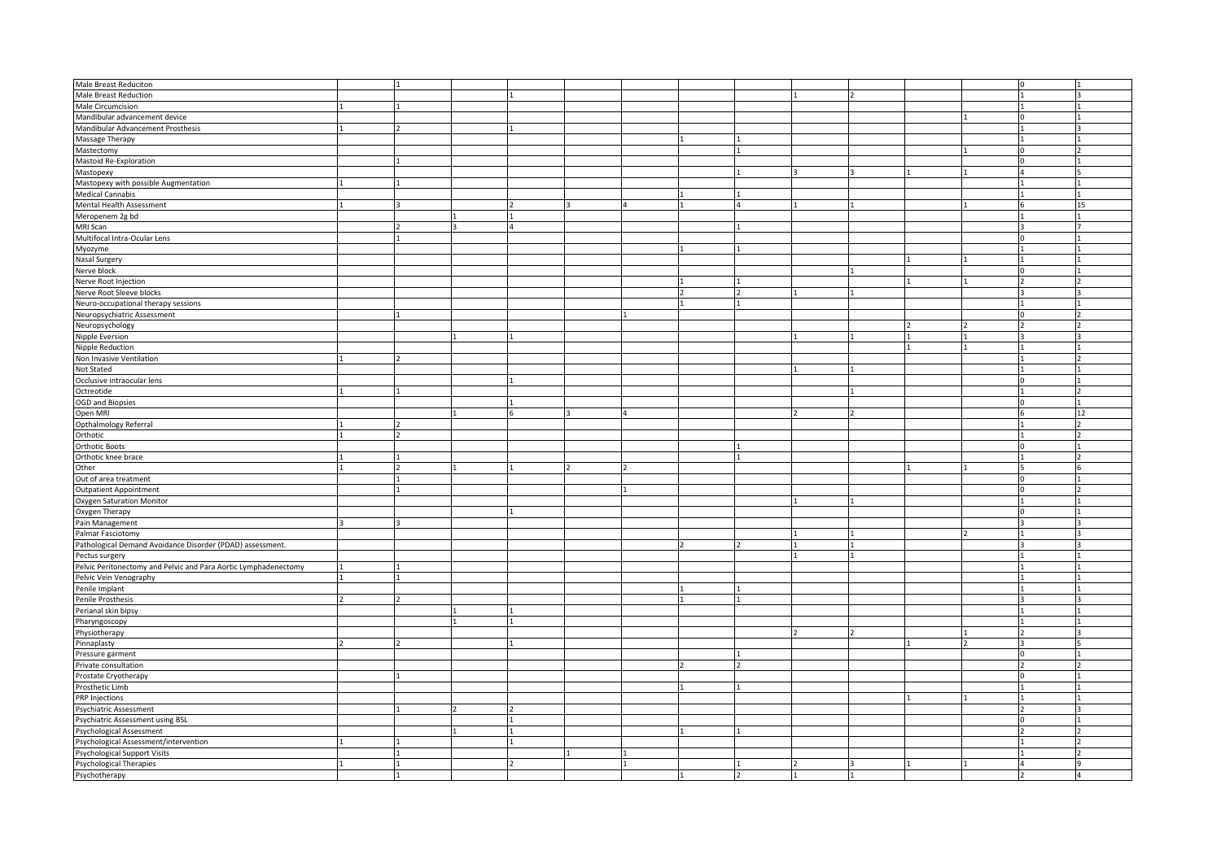| | | | | | | | | | | | | | | |
|---|---|---|---|---|---|---|---|---|---|---|---|---|---|---|
| Male Breast Reduciton | | 1 | | | | | | | | | | | 0 | 1 |
| Male Breast Reduction | | | | 1 | | | | | 1 | 2 | | | 1 | 3 |
| Male Circumcision | 1 | 1 | | | | | | | | | | | 1 | 1 |
| Mandibular advancement device | | | | | | | | | | | | 1 | 0 | 1 |
| Mandibular Advancement Prosthesis | 1 | 2 | | 1 | | | | | | | | | 1 | 3 |
| Massage Therapy | | | | | | | 1 | 1 | | | | | 1 | 1 |
| Mastectomy | | | | | | | | 1 | | | | 1 | 0 | 2 |
| Mastoid Re-Exploration | | 1 | | | | | | | | | | | 0 | 1 |
| Mastopexy | | | | | | | | 1 | 3 | 3 | 1 | 1 | 4 | 5 |
| Mastopexy with possible Augmentation | 1 | 1 | | | | | | | | | | | 1 | 1 |
| Medical Cannabis | | | | | | | 1 | 1 | | | | | 1 | 1 |
| Mental Health Assessment | 1 | 3 | | 2 | 3 | 4 | 1 | 4 | 1 | 1 | | 1 | 6 | 15 |
| Meropenem 2g bd | | | 1 | 1 | | | | | | | | | 1 | 1 |
| MRI Scan | | 2 | 3 | 4 | | | | 1 | | | | | 3 | 7 |
| Multifocal Intra-Ocular Lens | | 1 | | | | | | | | | | | 0 | 1 |
| Myozyme | | | | | | | 1 | 1 | | | | | 1 | 1 |
| Nasal Surgery | | | | | | | | | | | 1 | 1 | 1 | 1 |
| Nerve block | | | | | | | | | | 1 | | | 0 | 1 |
| Nerve Root Injection | | | | | | | 1 | 1 | | | 1 | 1 | 2 | 2 |
| Nerve Root Sleeve blocks | | | | | | | 2 | 2 | 1 | 1 | | | 3 | 3 |
| Neuro-occupational therapy sessions | | | | | | | 1 | 1 | | | | | 1 | 1 |
| Neuropsychiatric Assessment | | 1 | | | | 1 | | | | | | | 0 | 2 |
| Neuropsychology | | | | | | | | | | | 2 | 2 | 2 | 2 |
| Nipple Eversion | | | 1 | 1 | | | | | 1 | 1 | 1 | 1 | 3 | 3 |
| Nipple Reduction | | | | | | | | | | | 1 | 1 | 1 | 1 |
| Non Invasive Ventilation | 1 | 2 | | | | | | | | | | | 1 | 2 |
| Not Stated | | | | | | | | | 1 | 1 | | | 1 | 1 |
| Occlusive intraocular lens | | | | 1 | | | | | | | | | 0 | 1 |
| Octreotide | 1 | 1 | | | | | | | | 1 | | | 1 | 2 |
| OGD and Biopsies | | | | 1 | | | | | | | | | 0 | 1 |
| Open MRI | | | 1 | 6 | 3 | 4 | | | 2 | 2 | | | 6 | 12 |
| Opthalmology Referral | 1 | 2 | | | | | | | | | | | 1 | 2 |
| Orthotic | 1 | 2 | | | | | | | | | | | 1 | 2 |
| Orthotic Boots | | | | | | | | 1 | | | | | 0 | 1 |
| Orthotic knee brace | 1 | 1 | | | | | | 1 | | | | | 1 | 2 |
| Other | 1 | 2 | 1 | 1 | 2 | 2 | | | | | 1 | 1 | 5 | 6 |
| Out of area treatment | | 1 | | | | | | | | | | | 0 | 1 |
| Outpatient Appointment | | 1 | | | | 1 | | | | | | | 0 | 2 |
| Oxygen Saturation Monitor | | | | | | | | | 1 | 1 | | | 1 | 1 |
| Oxygen Therapy | | | | 1 | | | | | | | | | 0 | 1 |
| Pain Management | 3 | 3 | | | | | | | | | | | 3 | 3 |
| Palmar Fasciotomy | | | | | | | | | 1 | 1 | | 2 | 1 | 3 |
| Pathological Demand Avoidance Disorder (PDAD) assessment. | | | | | | | 2 | 2 | 1 | 1 | | | 3 | 3 |
| Pectus surgery | | | | | | | | | 1 | 1 | | | 1 | 1 |
| Pelvic Peritonectomy and Pelvic and Para Aortic Lymphadenectomy | 1 | 1 | | | | | | | | | | | 1 | 1 |
| Pelvic Vein Venography | 1 | 1 | | | | | | | | | | | 1 | 1 |
| Penile Implant | | | | | | | 1 | 1 | | | | | 1 | 1 |
| Penile Prosthesis | 2 | 2 | | | | | 1 | 1 | | | | | 3 | 3 |
| Perianal skin bipsy | | | 1 | 1 | | | | | | | | | 1 | 1 |
| Pharyngoscopy | | | 1 | 1 | | | | | | | | | 1 | 1 |
| Physiotherapy | | | | | | | | | 2 | 2 | | 1 | 2 | 3 |
| Pinnaplasty | 2 | 2 | | 1 | | | | | | | 1 | 2 | 3 | 5 |
| Pressure garment | | | | | | | | 1 | | | | | 0 | 1 |
| Private consultation | | | | | | | 2 | 2 | | | | | 2 | 2 |
| Prostate Cryotherapy | | 1 | | | | | | | | | | | 0 | 1 |
| Prosthetic Limb | | | | | | | 1 | 1 | | | | | 1 | 1 |
| PRP Injections | | | | | | | | | | | 1 | 1 | 1 | 1 |
| Psychiatric Assessment | | 1 | 2 | 2 | | | | | | | | | 2 | 3 |
| Psychiatric Assessment using BSL | | | | 1 | | | | | | | | | 0 | 1 |
| Psychological Assessment | | | 1 | 1 | | | 1 | 1 | | | | | 2 | 2 |
| Psychological Assessment/intervention | 1 | 1 | | 1 | | | | | | | | | 1 | 2 |
| Psychological Support Visits | | 1 | | | 1 | 1 | | | | | | | 1 | 2 |
| Psychological Therapies | 1 | 1 | | 2 | | 1 | | 1 | 2 | 3 | 1 | 1 | 4 | 9 |
| Psychotherapy | | 1 | | | | | 1 | 2 | 1 | 1 | | | 2 | 4 |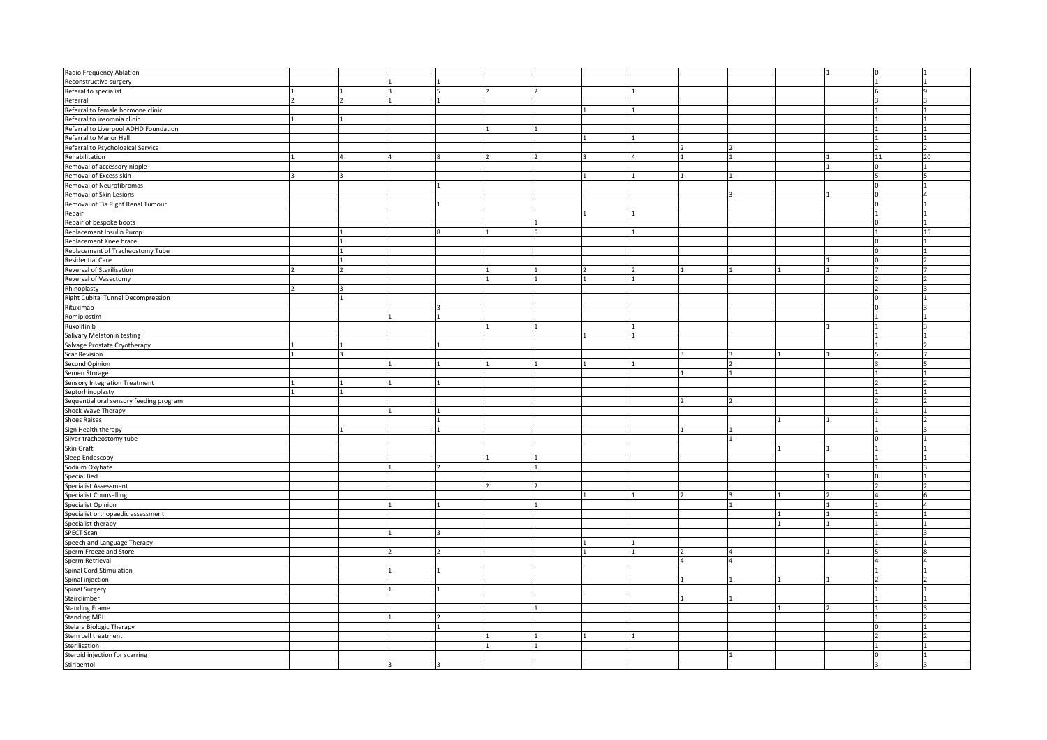| | | | | | | | | | | | | | | |
|---|---|---|---|---|---|---|---|---|---|---|---|---|---|---|
| Radio Frequency Ablation | | | | | | | | | | | | 1 | 0 | 1 |
| Reconstructive surgery | | | 1 | 1 | | | | | | | | | 1 | 1 |
| Referal to specialist | 1 | 1 | 3 | 5 | 2 | 2 | | 1 | | | | | 6 | 9 |
| Referral | 2 | 2 | 1 | 1 | | | | | | | | | 3 | 3 |
| Referral to female hormone clinic | | | | | | | 1 | 1 | | | | | 1 | 1 |
| Referral to insomnia clinic | 1 | 1 | | | | | | | | | | | 1 | 1 |
| Referral to Liverpool ADHD Foundation | | | | | 1 | 1 | | | | | | | 1 | 1 |
| Referral to Manor Hall | | | | | | | 1 | 1 | | | | | 1 | 1 |
| Referral to Psychological Service | | | | | | | | | 2 | 2 | | | 2 | 2 |
| Rehabilitation | 1 | 4 | 4 | 8 | 2 | 2 | 3 | 4 | 1 | 1 | | 1 | 11 | 20 |
| Removal of accessory nipple | | | | | | | | | | | | 1 | 0 | 1 |
| Removal of Excess skin | 3 | 3 | | | | | 1 | 1 | 1 | 1 | | | 5 | 5 |
| Removal of Neurofibromas | | | | 1 | | | | | | | | | 0 | 1 |
| Removal of Skin Lesions | | | | | | | | | | 3 | | 1 | 0 | 4 |
| Removal of Tia Right Renal Tumour | | | | 1 | | | | | | | | | 0 | 1 |
| Repair | | | | | | | 1 | 1 | | | | | 1 | 1 |
| Repair of bespoke boots | | | | | | 1 | | | | | | | 0 | 1 |
| Replacement Insulin Pump | | 1 | | 8 | 1 | 5 | | 1 | | | | | 1 | 15 |
| Replacement Knee brace | | 1 | | | | | | | | | | | 0 | 1 |
| Replacement of Tracheostomy Tube | | 1 | | | | | | | | | | | 0 | 1 |
| Residential Care | | 1 | | | | | | | | | | 1 | 0 | 2 |
| Reversal of Sterilisation | 2 | 2 | | | 1 | 1 | 2 | 2 | 1 | 1 | 1 | 1 | 7 | 7 |
| Reversal of Vasectomy | | | | | 1 | 1 | 1 | 1 | | | | | 2 | 2 |
| Rhinoplasty | 2 | 3 | | | | | | | | | | | 2 | 3 |
| Right Cubital Tunnel Decompression | | 1 | | | | | | | | | | | 0 | 1 |
| Rituximab | | | | 3 | | | | | | | | | 0 | 3 |
| Romiplostim | | | 1 | 1 | | | | | | | | | 1 | 1 |
| Ruxolitinib | | | | | 1 | 1 | | 1 | | | | 1 | 1 | 3 |
| Salivary Melatonin testing | | | | | | | 1 | 1 | | | | | 1 | 1 |
| Salvage Prostate Cryotherapy | 1 | 1 | | 1 | | | | | | | | | 1 | 2 |
| Scar Revision | 1 | 3 | | | | | | | 3 | 3 | 1 | 1 | 5 | 7 |
| Second Opinion | | | 1 | 1 | 1 | 1 | 1 | 1 | | 2 | | | 3 | 5 |
| Semen Storage | | | | | | | | | 1 | 1 | | | 1 | 1 |
| Sensory Integration Treatment | 1 | 1 | 1 | 1 | | | | | | | | | 2 | 2 |
| Septorhinoplasty | 1 | 1 | | | | | | | | | | | 1 | 1 |
| Sequential oral sensory feeding program | | | | | | | | | 2 | 2 | | | 2 | 2 |
| Shock Wave Therapy | | | 1 | 1 | | | | | | | | | 1 | 1 |
| Shoes Raises | | | | 1 | | | | | | | 1 | 1 | 1 | 2 |
| Sign Health therapy | | 1 | | 1 | | | | | 1 | 1 | | | 1 | 3 |
| Silver tracheostomy tube | | | | | | | | | | 1 | | | 0 | 1 |
| Skin Graft | | | | | | | | | | | 1 | 1 | 1 | 1 |
| Sleep Endoscopy | | | | | 1 | 1 | | | | | | | 1 | 1 |
| Sodium Oxybate | | | 1 | 2 | | 1 | | | | | | | 1 | 3 |
| Special Bed | | | | | | | | | | | | 1 | 0 | 1 |
| Specialist Assessment | | | | | 2 | 2 | | | | | | | 2 | 2 |
| Specialist Counselling | | | | | | | 1 | 1 | 2 | 3 | 1 | 2 | 4 | 6 |
| Specialist Opinion | | | 1 | 1 | | 1 | | | | 1 | | 1 | 1 | 4 |
| Specialist orthopaedic assessment | | | | | | | | | | | 1 | 1 | 1 | 1 |
| Specialist therapy | | | | | | | | | | | 1 | 1 | 1 | 1 |
| SPECT Scan | | | 1 | 3 | | | | | | | | | 1 | 3 |
| Speech and Language Therapy | | | | | | | 1 | 1 | | | | | 1 | 1 |
| Sperm Freeze and Store | | | 2 | 2 | | | 1 | 1 | 2 | 4 | | 1 | 5 | 8 |
| Sperm Retrieval | | | | | | | | | 4 | 4 | | | 4 | 4 |
| Spinal Cord Stimulation | | | 1 | 1 | | | | | | | | | 1 | 1 |
| Spinal injection | | | | | | | | | 1 | 1 | 1 | 1 | 2 | 2 |
| Spinal Surgery | | | 1 | 1 | | | | | | | | | 1 | 1 |
| Stairclimber | | | | | | | | | 1 | 1 | | | 1 | 1 |
| Standing Frame | | | | | | 1 | | | | | 1 | 2 | 1 | 3 |
| Standing MRI | | | 1 | 2 | | | | | | | | | 1 | 2 |
| Stelara Biologic Therapy | | | | 1 | | | | | | | | | 0 | 1 |
| Stem cell treatment | | | | | 1 | 1 | 1 | 1 | | | | | 2 | 2 |
| Sterilisation | | | | | 1 | 1 | | | | | | | 1 | 1 |
| Steroid injection for scarring | | | | | | | | | | 1 | | | 0 | 1 |
| Stiripentol | | | 3 | 3 | | | | | | | | | 3 | 3 |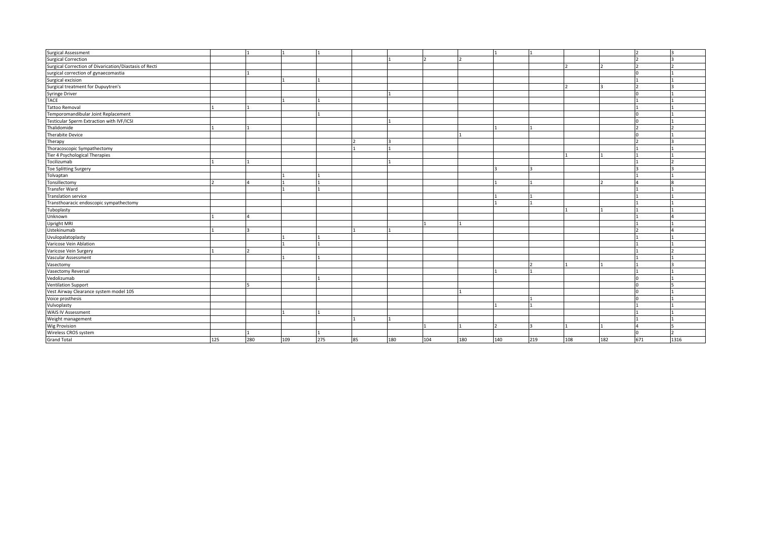| | | | | | | | | | | | | | | |
|---|---|---|---|---|---|---|---|---|---|---|---|---|---|---|
| Surgical Assessment | | 1 | 1 | 1 | | | | | 1 | 1 | | | 2 | 3 |
| Surgical Correction | | | | | | 1 | 2 | 2 | | | | | 2 | 3 |
| Surgical Correction of Divarication/Diastasis of Recti | | | | | | | | | | | 2 | 2 | 2 | 2 |
| surgical correction of gynaecomastia | | 1 | | | | | | | | | | | 0 | 1 |
| Surgical excision | | | 1 | 1 | | | | | | | | | 1 | 1 |
| Surgical treatment for Dupuytren's | | | | | | | | | | | 2 | 3 | 2 | 3 |
| Syringe Driver | | | | | | 1 | | | | | | | 0 | 1 |
| TACE | | | 1 | 1 | | | | | | | | | 1 | 1 |
| Tattoo Removal | 1 | 1 | | | | | | | | | | | 1 | 1 |
| Temporomandibular Joint Replacement | | | | 1 | | | | | | | | | 0 | 1 |
| Testicular Sperm Extraction with IVF/ICSI | | | | | | 1 | | | | | | | 0 | 1 |
| Thalidomide | 1 | 1 | | | | | | | 1 | 1 | | | 2 | 2 |
| Therabite Device | | | | | | | | 1 | | | | | 0 | 1 |
| Therapy | | | | | 2 | 3 | | | | | | | 2 | 3 |
| Thoracoscopic Sympathectomy | | | | | 1 | 1 | | | | | | | 1 | 1 |
| Tier 4 Psychological Therapies | | | | | | | | | | | 1 | 1 | 1 | 1 |
| Tocilizumab | 1 | 1 | | | | 1 | | | | | | | 1 | 2 |
| Toe Splitting Surgery | | | | | | | | | 3 | 3 | | | 3 | 3 |
| Tolvaptan | | | 1 | 1 | | | | | | | | | 1 | 1 |
| Tonsillectomy | 2 | 4 | 1 | 1 | | | | | 1 | 1 | | 2 | 4 | 8 |
| Transfer Ward | | | 1 | 1 | | | | | | | | | 1 | 1 |
| Translation service | | | | | | | | | 1 | 1 | | | 1 | 1 |
| Transthoaracic endoscopic sympathectomy | | | | | | | | | 1 | 1 | | | 1 | 1 |
| Tuboplasty | | | | | | | | | | | 1 | 1 | 1 | 1 |
| Unknown | 1 | 4 | | | | | | | | | | | 1 | 4 |
| Upright MRI | | | | | | | 1 | 1 | | | | | 1 | 1 |
| Ustekinumab | 1 | 3 | | | 1 | 1 | | | | | | | 2 | 4 |
| Uvulopalatoplasty | | | 1 | 1 | | | | | | | | | 1 | 1 |
| Varicose Vein Ablation | | | 1 | 1 | | | | | | | | | 1 | 1 |
| Varicose Vein Surgery | 1 | 2 | | | | | | | | | | | 1 | 2 |
| Vascular Assessment | | | 1 | 1 | | | | | | | | | 1 | 1 |
| Vasectomy | | | | | | | | | | 2 | 1 | 1 | 1 | 3 |
| Vasectomy Reversal | | | | | | | | | 1 | 1 | | | 1 | 1 |
| Vedolizumab | | | | 1 | | | | | | | | | 0 | 1 |
| Ventilation Support | | 5 | | | | | | | | | | | 0 | 5 |
| Vest Airway Clearance system model 105 | | | | | | | | 1 | | | | | 0 | 1 |
| Voice prosthesis | | | | | | | | | | 1 | | | 0 | 1 |
| Vulvoplasty | | | | | | | | | 1 | 1 | | | 1 | 1 |
| WAIS IV Assessment | | | 1 | 1 | | | | | | | | | 1 | 1 |
| Weight management | | | | | 1 | 1 | | | | | | | 1 | 1 |
| Wig Provision | | | | | | | 1 | 1 | 2 | 3 | 1 | 1 | 4 | 5 |
| Wireless CROS system | | 1 | | 1 | | | | | | | | | 0 | 2 |
| Grand Total | 125 | 280 | 109 | 275 | 85 | 180 | 104 | 180 | 140 | 219 | 108 | 182 | 671 | 1316 |